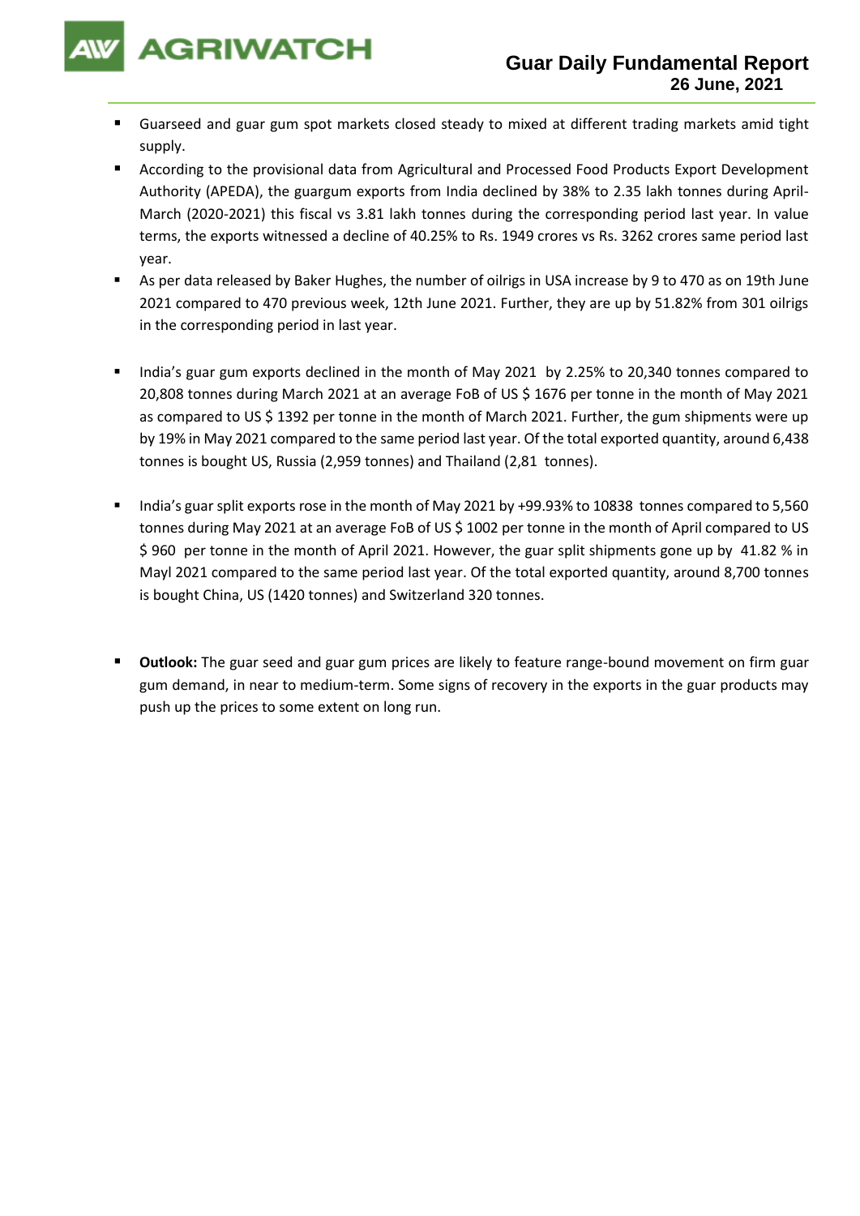# Guar Daily Fundamental Report
## 26 June, 2021

- Guarseed and guar gum spot markets closed steady to mixed at different trading markets amid tight supply.
- According to the provisional data from Agricultural and Processed Food Products Export Development Authority (APEDA), the guargum exports from India declined by 38% to 2.35 lakh tonnes during April-March (2020-2021) this fiscal vs 3.81 lakh tonnes during the corresponding period last year. In value terms, the exports witnessed a decline of 40.25% to Rs. 1949 crores vs Rs. 3262 crores same period last year.
- As per data released by Baker Hughes, the number of oilrigs in USA increase by 9 to 470 as on 19th June 2021 compared to 470 previous week, 12th June 2021. Further, they are up by 51.82% from 301 oilrigs in the corresponding period in last year.
- India's guar gum exports declined in the month of May 2021 by 2.25% to 20,340 tonnes compared to 20,808 tonnes during March 2021 at an average FoB of US $ 1676 per tonne in the month of May 2021 as compared to US $ 1392 per tonne in the month of March 2021. Further, the gum shipments were up by 19% in May 2021 compared to the same period last year. Of the total exported quantity, around 6,438 tonnes is bought US, Russia (2,959 tonnes) and Thailand (2,81 tonnes).
- India's guar split exports rose in the month of May 2021 by +99.93% to 10838 tonnes compared to 5,560 tonnes during May 2021 at an average FoB of US $ 1002 per tonne in the month of April compared to US $ 960 per tonne in the month of April 2021. However, the guar split shipments gone up by 41.82 % in Mayl 2021 compared to the same period last year. Of the total exported quantity, around 8,700 tonnes is bought China, US (1420 tonnes) and Switzerland 320 tonnes.
- **Outlook:** The guar seed and guar gum prices are likely to feature range-bound movement on firm guar gum demand, in near to medium-term. Some signs of recovery in the exports in the guar products may push up the prices to some extent on long run.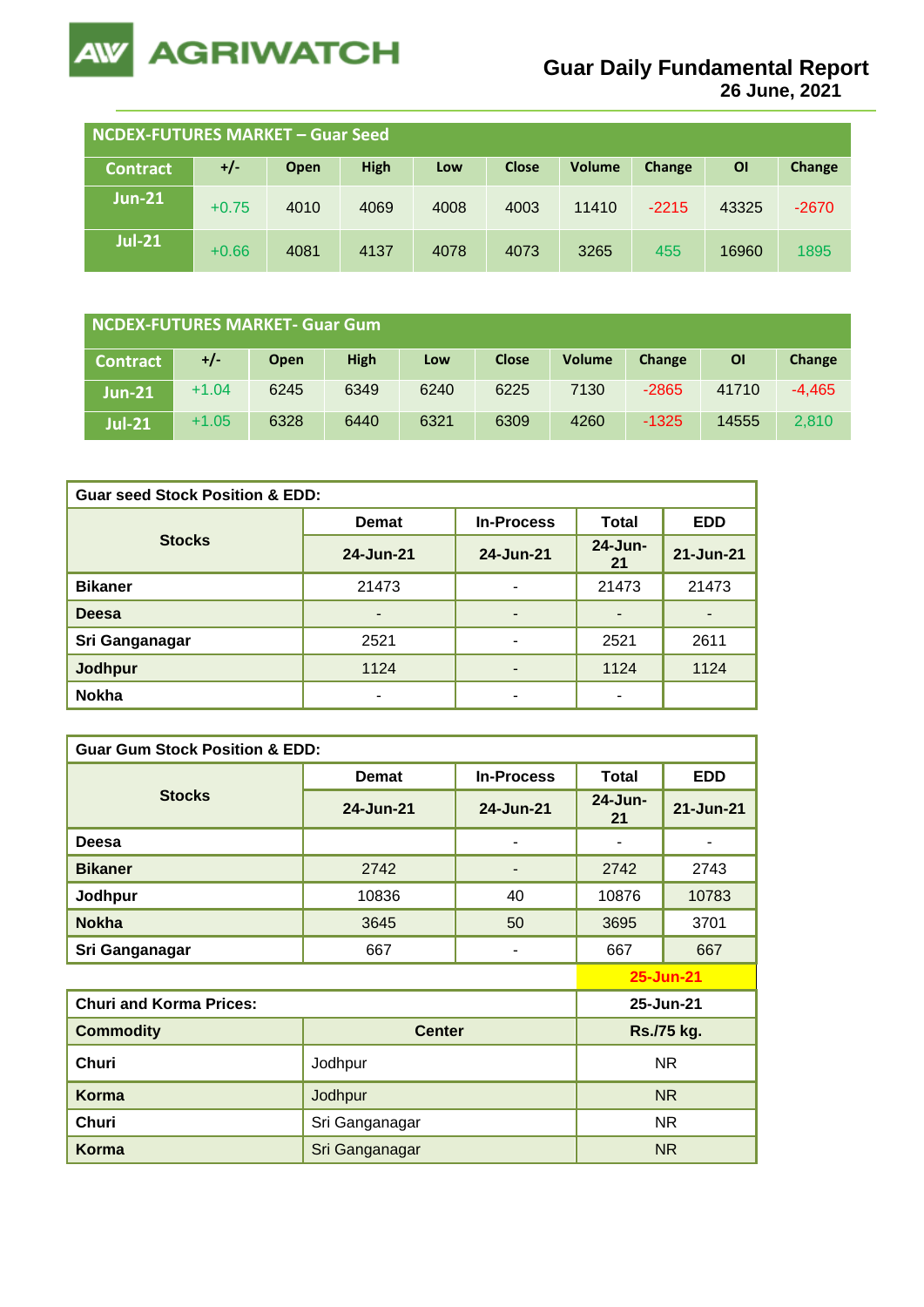# Guar Daily Fundamental Report
**26 June, 2021**

## NCDEX-FUTURES MARKET – Guar Seed

| Contract | +/- | Open | High | Low | Close | Volume | Change | OI | Change |
|---|---|---|---|---|---|---|---|---|---|
| Jun-21 | +0.75 | 4010 | 4069 | 4008 | 4003 | 11410 | -2215 | 43325 | -2670 |
| Jul-21 | +0.66 | 4081 | 4137 | 4078 | 4073 | 3265 | 455 | 16960 | 1895 |

## NCDEX-FUTURES MARKET- Guar Gum

| Contract | +/- | Open | High | Low | Close | Volume | Change | OI | Change |
|---|---|---|---|---|---|---|---|---|---|
| Jun-21 | +1.04 | 6245 | 6349 | 6240 | 6225 | 7130 | -2865 | 41710 | -4,465 |
| Jul-21 | +1.05 | 6328 | 6440 | 6321 | 6309 | 4260 | -1325 | 14555 | 2,810 |

**Guar seed Stock Position & EDD:**

| Stocks | Demat | In-Process | Total | EDD |
|---|---|---|---|---|
| | 24-Jun-21 | 24-Jun-21 | 24-Jun-21 | 21-Jun-21 |
| Bikaner | 21473 | - | 21473 | 21473 |
| Deesa | - | - | - | - |
| Sri Ganganagar | 2521 | - | 2521 | 2611 |
| Jodhpur | 1124 | - | 1124 | 1124 |
| Nokha | - | - | - | |

**Guar Gum Stock Position & EDD:**

| Stocks | Demat | In-Process | Total | EDD |
|---|---|---|---|---|
| | 24-Jun-21 | 24-Jun-21 | 24-Jun-21 | 21-Jun-21 |
| Deesa | | - | - | - |
| Bikaner | 2742 | - | 2742 | 2743 |
| Jodhpur | 10836 | 40 | 10876 | 10783 |
| Nokha | 3645 | 50 | 3695 | 3701 |
| Sri Ganganagar | 667 | - | 667 | 667 |

**25-Jun-21**

| Churi and Korma Prices: | | 25-Jun-21 |
|---|---|---|
| Commodity | Center | Rs./75 kg. |
| Churi | Jodhpur | NR |
| Korma | Jodhpur | NR |
| Churi | Sri Ganganagar | NR |
| Korma | Sri Ganganagar | NR |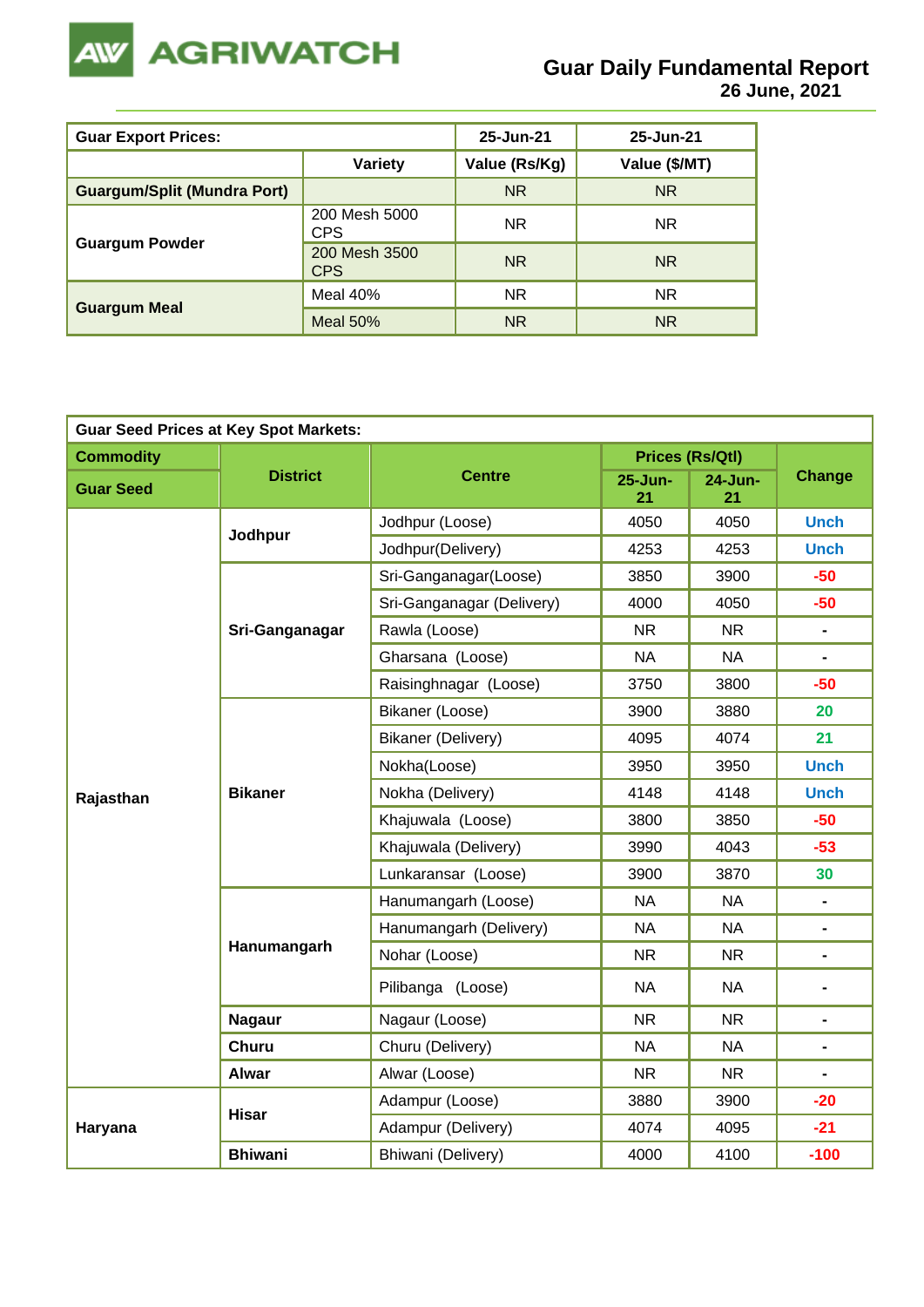# Guar Daily Fundamental Report
**26 June, 2021**

| Guar Export Prices: | | 25-Jun-21 | 25-Jun-21 |
|---|---|---|---|
| | Variety | Value (Rs/Kg) | Value ($/MT) |
| Guargum/Split (Mundra Port) | | NR | NR |
| Guargum Powder | 200 Mesh 5000 CPS | NR | NR |
| | 200 Mesh 3500 CPS | NR | NR |
| Guargum Meal | Meal 40% | NR | NR |
| | Meal 50% | NR | NR |

| Guar Seed Prices at Key Spot Markets: | | | | | |
|---|---|---|---|---|---|
| Commodity | District | Centre | Prices (Rs/Qtl) | | Change |
| Guar Seed | | | 25-Jun-21 | 24-Jun-21 | |
| Rajasthan | Jodhpur | Jodhpur (Loose) | 4050 | 4050 | Unch |
| | | Jodhpur(Delivery) | 4253 | 4253 | Unch |
| | Sri-Ganganagar | Sri-Ganganagar(Loose) | 3850 | 3900 | -50 |
| | | Sri-Ganganagar (Delivery) | 4000 | 4050 | -50 |
| | | Rawla (Loose) | NR | NR | - |
| | | Gharsana (Loose) | NA | NA | - |
| | | Raisinghnagar (Loose) | 3750 | 3800 | -50 |
| | Bikaner | Bikaner (Loose) | 3900 | 3880 | 20 |
| | | Bikaner (Delivery) | 4095 | 4074 | 21 |
| | | Nokha(Loose) | 3950 | 3950 | Unch |
| | | Nokha (Delivery) | 4148 | 4148 | Unch |
| | | Khajuwala (Loose) | 3800 | 3850 | -50 |
| | | Khajuwala (Delivery) | 3990 | 4043 | -53 |
| | | Lunkaransar (Loose) | 3900 | 3870 | 30 |
| | Hanumangarh | Hanumangarh (Loose) | NA | NA | - |
| | | Hanumangarh (Delivery) | NA | NA | - |
| | | Nohar (Loose) | NR | NR | - |
| | | Pilibanga (Loose) | NA | NA | - |
| | Nagaur | Nagaur (Loose) | NR | NR | - |
| | Churu | Churu (Delivery) | NA | NA | - |
| | Alwar | Alwar (Loose) | NR | NR | - |
| Haryana | Hisar | Adampur (Loose) | 3880 | 3900 | -20 |
| | | Adampur (Delivery) | 4074 | 4095 | -21 |
| | Bhiwani | Bhiwani (Delivery) | 4000 | 4100 | -100 |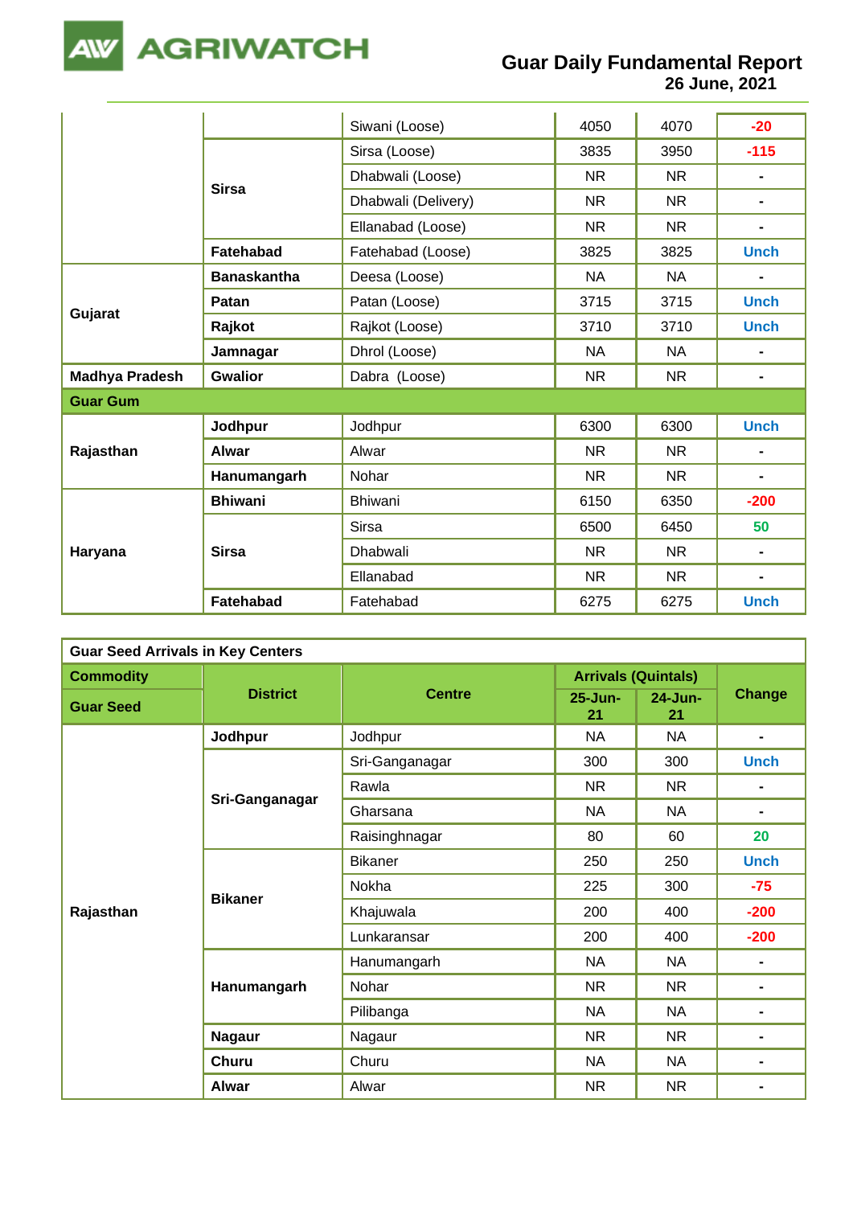| | | | | | |
|---|---|---|---|---|---|
| | | Siwani (Loose) | 4050 | 4070 | -20 |
| | **Sirsa** | Sirsa (Loose) | 3835 | 3950 | -115 |
| | | Dhabwali (Loose) | NR | NR | - |
| | | Dhabwali (Delivery) | NR | NR | - |
| | | Ellanabad (Loose) | NR | NR | - |
| | **Fatehabad** | Fatehabad (Loose) | 3825 | 3825 | Unch |
| **Gujarat** | **Banaskantha** | Deesa (Loose) | NA | NA | - |
| | **Patan** | Patan (Loose) | 3715 | 3715 | Unch |
| | **Rajkot** | Rajkot (Loose) | 3710 | 3710 | Unch |
| | **Jamnagar** | Dhrol (Loose) | NA | NA | - |
| **Madhya Pradesh** | **Gwalior** | Dabra (Loose) | NR | NR | - |
| **Guar Gum** | | | | | |
| **Rajasthan** | **Jodhpur** | Jodhpur | 6300 | 6300 | Unch |
| | **Alwar** | Alwar | NR | NR | - |
| | **Hanumangarh** | Nohar | NR | NR | - |
| **Haryana** | **Bhiwani** | Bhiwani | 6150 | 6350 | -200 |
| | **Sirsa** | Sirsa | 6500 | 6450 | 50 |
| | | Dhabwali | NR | NR | - |
| | | Ellanabad | NR | NR | - |
| | **Fatehabad** | Fatehabad | 6275 | 6275 | Unch |

**Guar Seed Arrivals in Key Centers**

| **Commodity** | **District** | **Centre** | **Arrivals (Quintals)** | | **Change** |
|---|---|---|---|---|---|
| **Guar Seed** | | | **25-Jun-21** | **24-Jun-21** | |
| **Rajasthan** | **Jodhpur** | Jodhpur | NA | NA | - |
| | **Sri-Ganganagar** | Sri-Ganganagar | 300 | 300 | Unch |
| | | Rawla | NR | NR | - |
| | | Gharsana | NA | NA | - |
| | | Raisinghnagar | 80 | 60 | 20 |
| | **Bikaner** | Bikaner | 250 | 250 | Unch |
| | | Nokha | 225 | 300 | -75 |
| | | Khajuwala | 200 | 400 | -200 |
| | | Lunkaransar | 200 | 400 | -200 |
| | **Hanumangarh** | Hanumangarh | NA | NA | - |
| | | Nohar | NR | NR | - |
| | | Pilibanga | NA | NA | - |
| | **Nagaur** | Nagaur | NR | NR | - |
| | **Churu** | Churu | NA | NA | - |
| | **Alwar** | Alwar | NR | NR | - |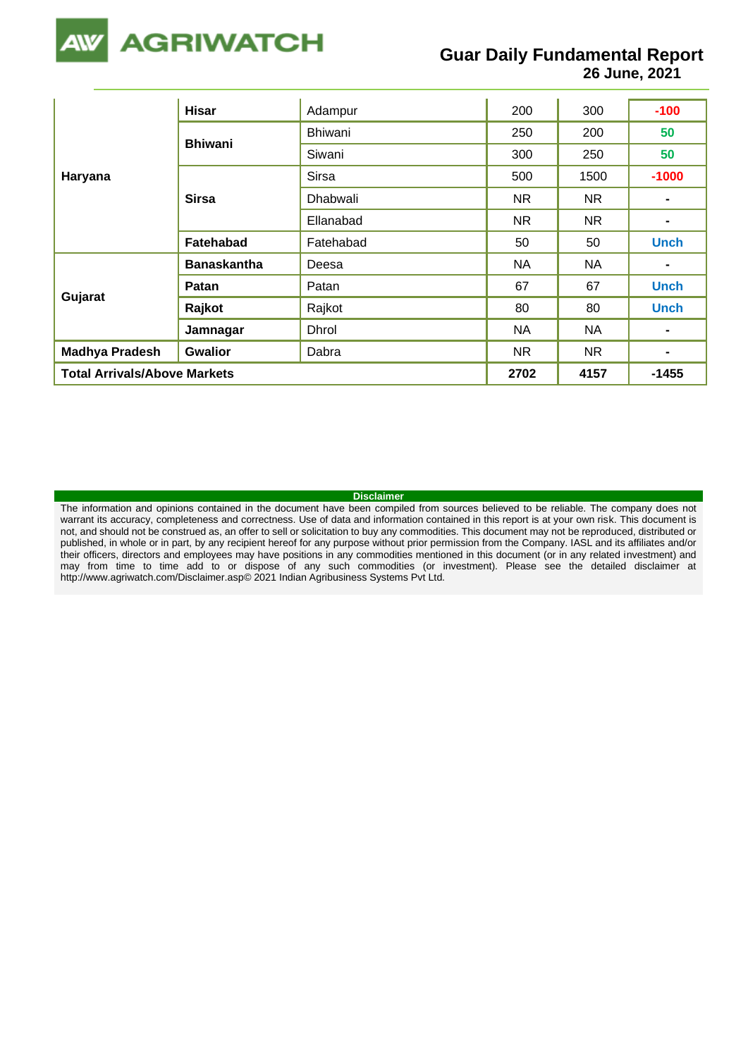| | | | | | |
|---|---|---|---|---|---|
| **Haryana** | **Hisar** | Adampur | 200 | 300 | **-100** |
| | **Bhiwani** | Bhiwani | 250 | 200 | **50** |
| | | Siwani | 300 | 250 | **50** |
| | **Sirsa** | Sirsa | 500 | 1500 | **-1000** |
| | | Dhabwali | NR | NR | **-** |
| | | Ellanabad | NR | NR | **-** |
| | **Fatehabad** | Fatehabad | 50 | 50 | **Unch** |
| **Gujarat** | **Banaskantha** | Deesa | NA | NA | **-** |
| | **Patan** | Patan | 67 | 67 | **Unch** |
| | **Rajkot** | Rajkot | 80 | 80 | **Unch** |
| | **Jamnagar** | Dhrol | NA | NA | **-** |
| **Madhya Pradesh** | **Gwalior** | Dabra | NR | NR | **-** |
| **Total Arrivals/Above Markets** | | | **2702** | **4157** | **-1455** |

**Disclaimer**

The information and opinions contained in the document have been compiled from sources believed to be reliable. The company does not warrant its accuracy, completeness and correctness. Use of data and information contained in this report is at your own risk. This document is not, and should not be construed as, an offer to sell or solicitation to buy any commodities. This document may not be reproduced, distributed or published, in whole or in part, by any recipient hereof for any purpose without prior permission from the Company. IASL and its affiliates and/or their officers, directors and employees may have positions in any commodities mentioned in this document (or in any related investment) and may from time to time add to or dispose of any such commodities (or investment). Please see the detailed disclaimer at http://www.agriwatch.com/Disclaimer.asp© 2021 Indian Agribusiness Systems Pvt Ltd.